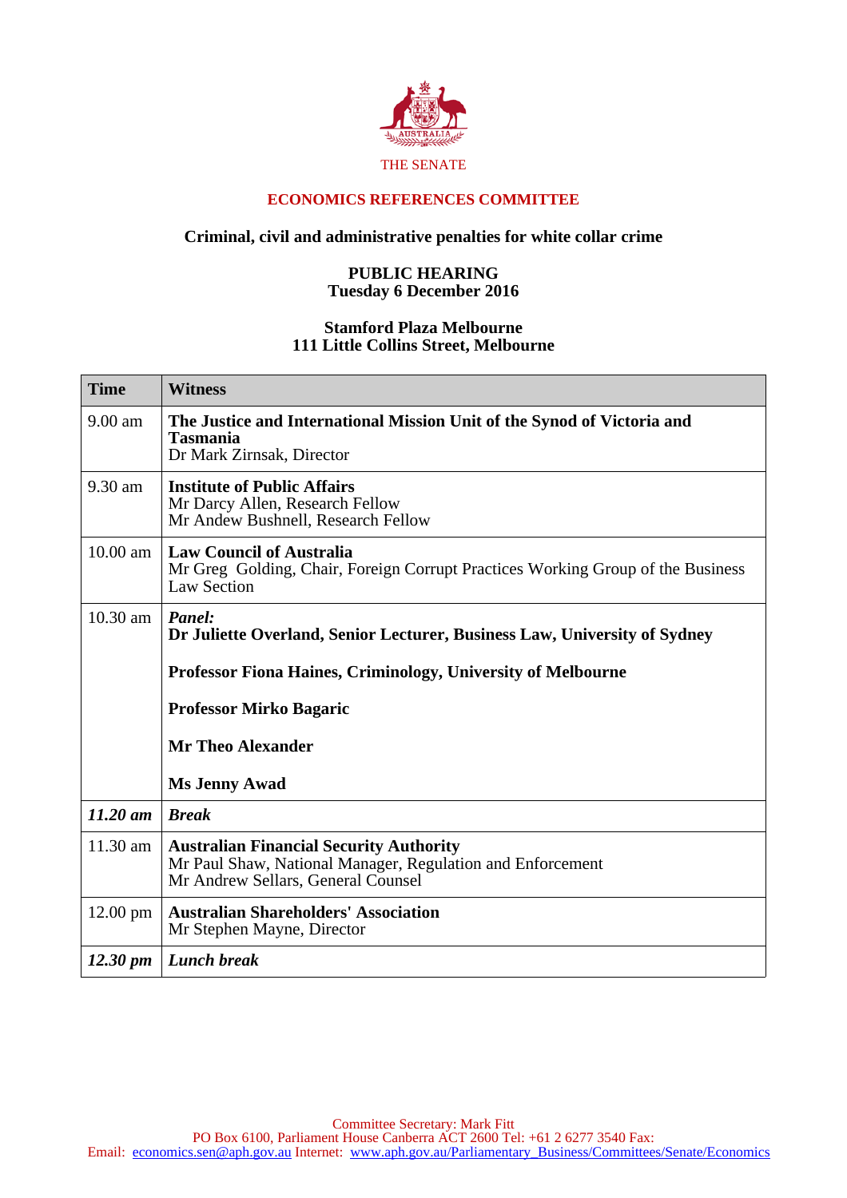THE SENATE

## ECONOMICS REFERENCES COMMITTEE

### Criminal, civil and administrative penalties for white collar crime

**PUBLIC HEARING**
**Tuesday 6 December 2016**

**Stamford Plaza Melbourne**
**111 Little Collins Street, Melbourne**

| Time | Witness |
|---|---|
| 9.00 am | **The Justice and International Mission Unit of the Synod of Victoria and Tasmania**<br>Dr Mark Zirnsak, Director |
| 9.30 am | **Institute of Public Affairs**<br>Mr Darcy Allen, Research Fellow<br>Mr Andew Bushnell, Research Fellow |
| 10.00 am | **Law Council of Australia**<br>Mr Greg Golding, Chair, Foreign Corrupt Practices Working Group of the Business Law Section |
| 10.30 am | ***Panel:***<br>**Dr Juliette Overland, Senior Lecturer, Business Law, University of Sydney**<br><br>**Professor Fiona Haines, Criminology, University of Melbourne**<br><br>**Professor Mirko Bagaric**<br><br>**Mr Theo Alexander**<br><br>**Ms Jenny Awad** |
| ***11.20 am*** | ***Break*** |
| 11.30 am | **Australian Financial Security Authority**<br>Mr Paul Shaw, National Manager, Regulation and Enforcement<br>Mr Andrew Sellars, General Counsel |
| 12.00 pm | **Australian Shareholders' Association**<br>Mr Stephen Mayne, Director |
| ***12.30 pm*** | ***Lunch break*** |

Committee Secretary: Mark Fitt
PO Box 6100, Parliament House Canberra ACT 2600 Tel: +61 2 6277 3540 Fax:
Email: economics.sen@aph.gov.au Internet: www.aph.gov.au/Parliamentary_Business/Committees/Senate/Economics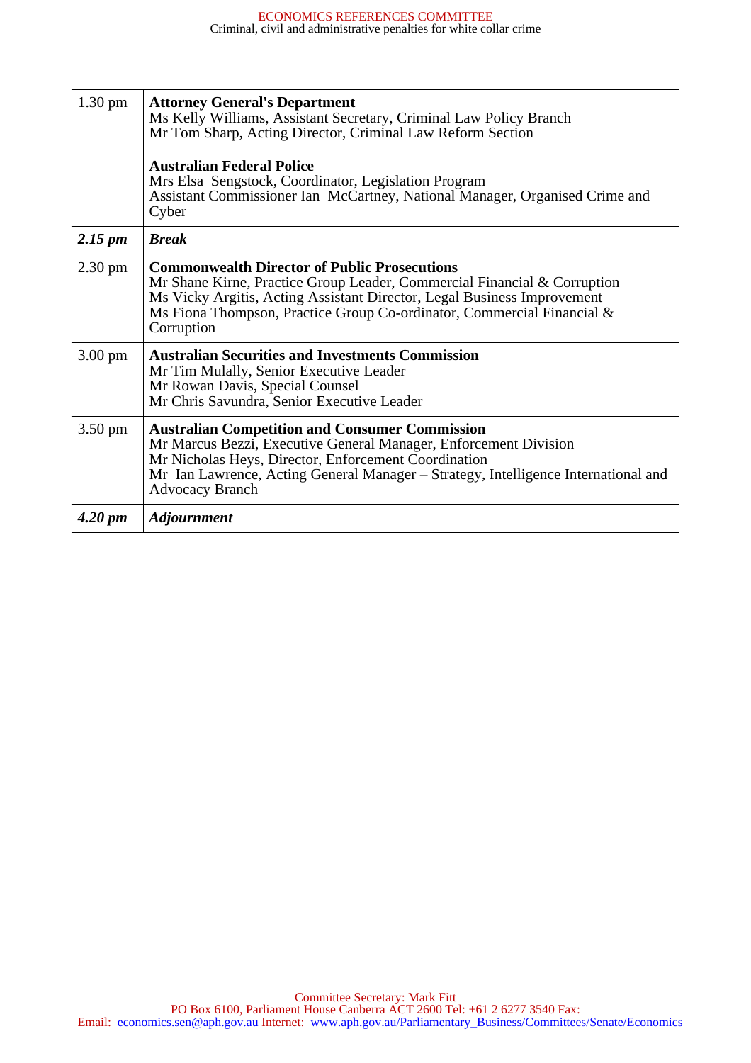| | |
|---|---|
| 1.30 pm | **Attorney General's Department**<br>Ms Kelly Williams, Assistant Secretary, Criminal Law Policy Branch<br>Mr Tom Sharp, Acting Director, Criminal Law Reform Section<br><br>**Australian Federal Police**<br>Mrs Elsa Sengstock, Coordinator, Legislation Program<br>Assistant Commissioner Ian McCartney, National Manager, Organised Crime and Cyber |
| ***2.15 pm*** | ***Break*** |
| 2.30 pm | **Commonwealth Director of Public Prosecutions**<br>Mr Shane Kirne, Practice Group Leader, Commercial Financial & Corruption<br>Ms Vicky Argitis, Acting Assistant Director, Legal Business Improvement<br>Ms Fiona Thompson, Practice Group Co-ordinator, Commercial Financial & Corruption |
| 3.00 pm | **Australian Securities and Investments Commission**<br>Mr Tim Mulally, Senior Executive Leader<br>Mr Rowan Davis, Special Counsel<br>Mr Chris Savundra, Senior Executive Leader |
| 3.50 pm | **Australian Competition and Consumer Commission**<br>Mr Marcus Bezzi, Executive General Manager, Enforcement Division<br>Mr Nicholas Heys, Director, Enforcement Coordination<br>Mr Ian Lawrence, Acting General Manager – Strategy, Intelligence International and Advocacy Branch |
| ***4.20 pm*** | ***Adjournment*** |

Committee Secretary: Mark Fitt
PO Box 6100, Parliament House Canberra ACT 2600 Tel: +61 2 6277 3540 Fax:
Email: economics.sen@aph.gov.au Internet: www.aph.gov.au/Parliamentary_Business/Committees/Senate/Economics